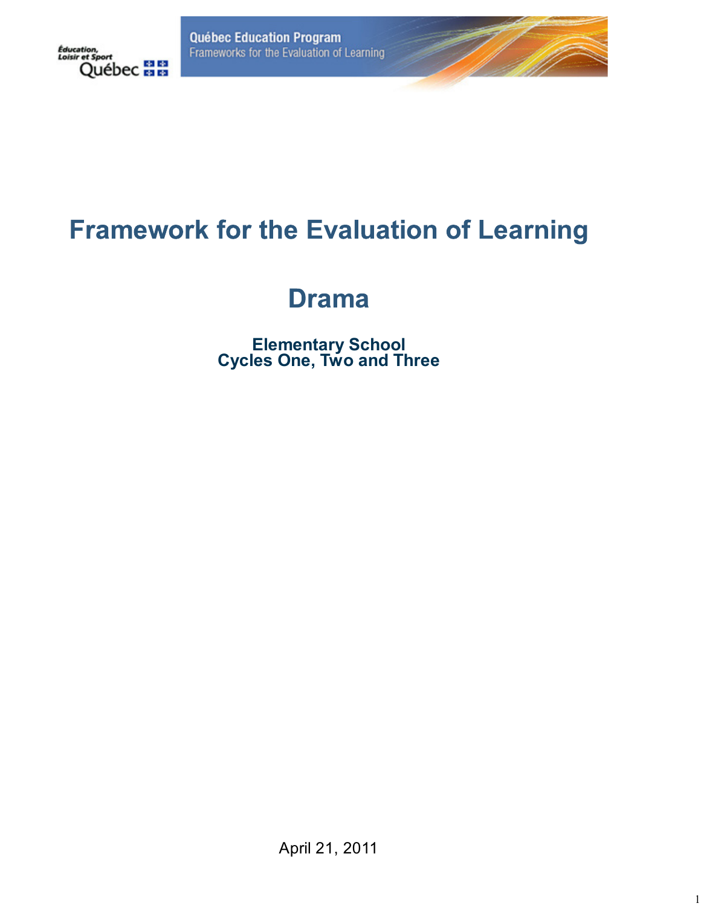Éducation, Loisir et Sport Québec

Québec Education Program
Frameworks for the Evaluation of Learning

# Framework for the Evaluation of Learning

# Drama

### Elementary School
### Cycles One, Two and Three

April 21, 2011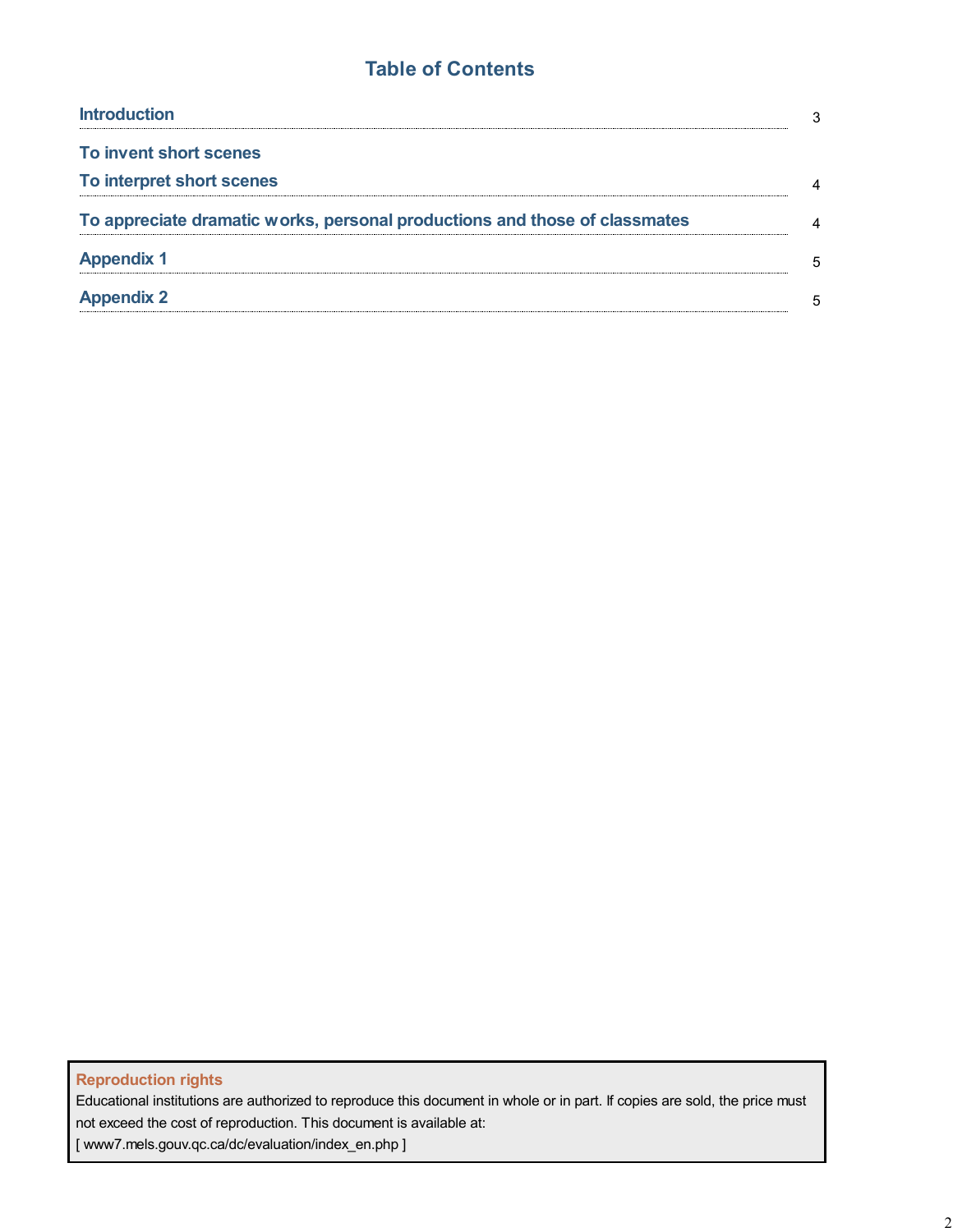# Table of Contents

| | |
|---|---|
| **Introduction** | 3 |
| **To invent short scenes**<br>**To interpret short scenes** | 4 |
| **To appreciate dramatic works, personal productions and those of classmates** | 4 |
| **Appendix 1** | 5 |
| **Appendix 2** | 5 |

**Reproduction rights**

Educational institutions are authorized to reproduce this document in whole or in part. If copies are sold, the price must not exceed the cost of reproduction. This document is available at:
[ www7.mels.gouv.qc.ca/dc/evaluation/index_en.php ]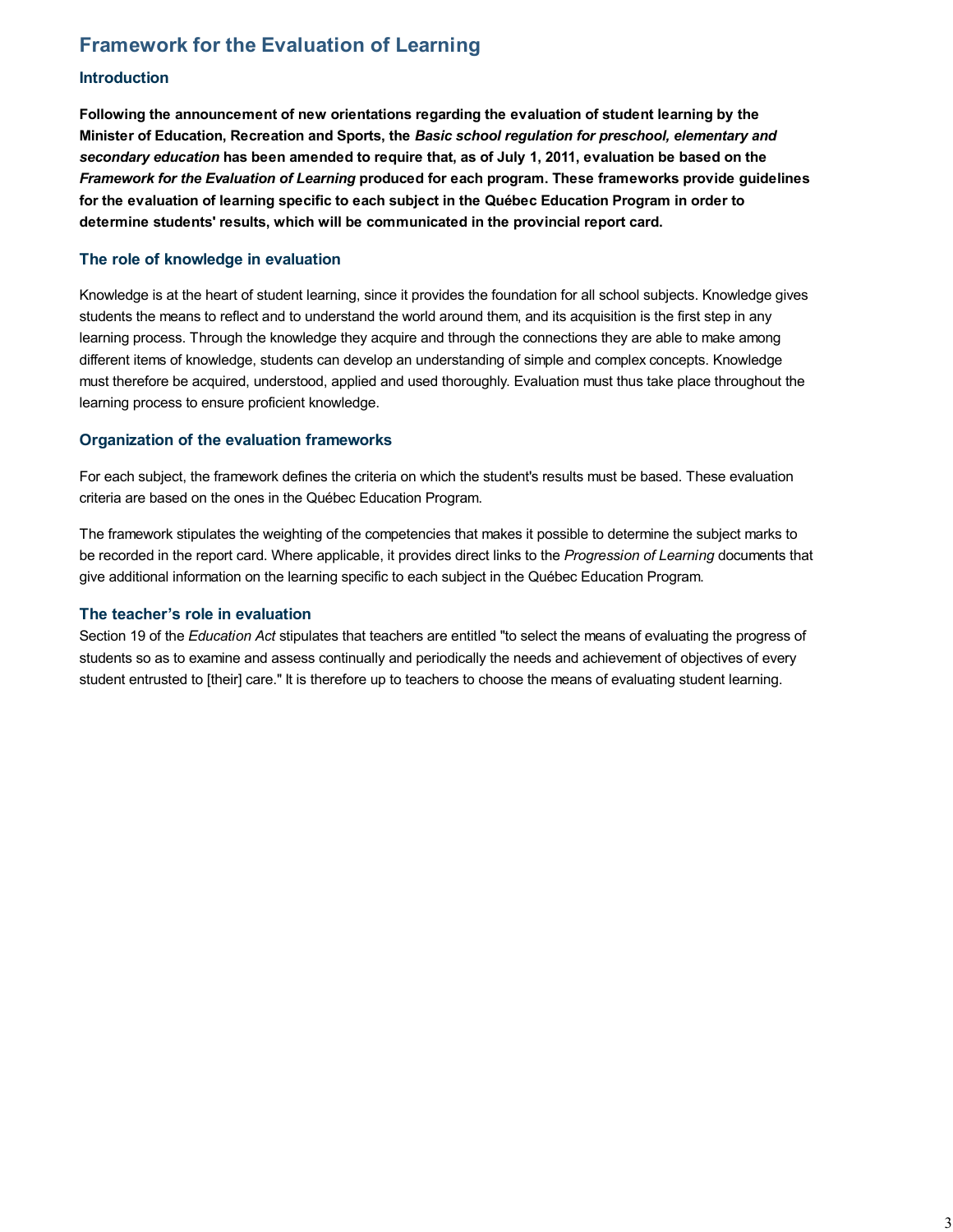# Framework for the Evaluation of Learning

## Introduction

**Following the announcement of new orientations regarding the evaluation of student learning by the Minister of Education, Recreation and Sports, the *Basic school regulation for preschool, elementary and secondary education* has been amended to require that, as of July 1, 2011, evaluation be based on the *Framework for the Evaluation of Learning* produced for each program. These frameworks provide guidelines for the evaluation of learning specific to each subject in the Québec Education Program in order to determine students' results, which will be communicated in the provincial report card.**

## The role of knowledge in evaluation

Knowledge is at the heart of student learning, since it provides the foundation for all school subjects. Knowledge gives students the means to reflect and to understand the world around them, and its acquisition is the first step in any learning process. Through the knowledge they acquire and through the connections they are able to make among different items of knowledge, students can develop an understanding of simple and complex concepts. Knowledge must therefore be acquired, understood, applied and used thoroughly. Evaluation must thus take place throughout the learning process to ensure proficient knowledge.

## Organization of the evaluation frameworks

For each subject, the framework defines the criteria on which the student's results must be based. These evaluation criteria are based on the ones in the Québec Education Program.

The framework stipulates the weighting of the competencies that makes it possible to determine the subject marks to be recorded in the report card. Where applicable, it provides direct links to the *Progression of Learning* documents that give additional information on the learning specific to each subject in the Québec Education Program.

## The teacher's role in evaluation

Section 19 of the *Education Act* stipulates that teachers are entitled "to select the means of evaluating the progress of students so as to examine and assess continually and periodically the needs and achievement of objectives of every student entrusted to [their] care." It is therefore up to teachers to choose the means of evaluating student learning.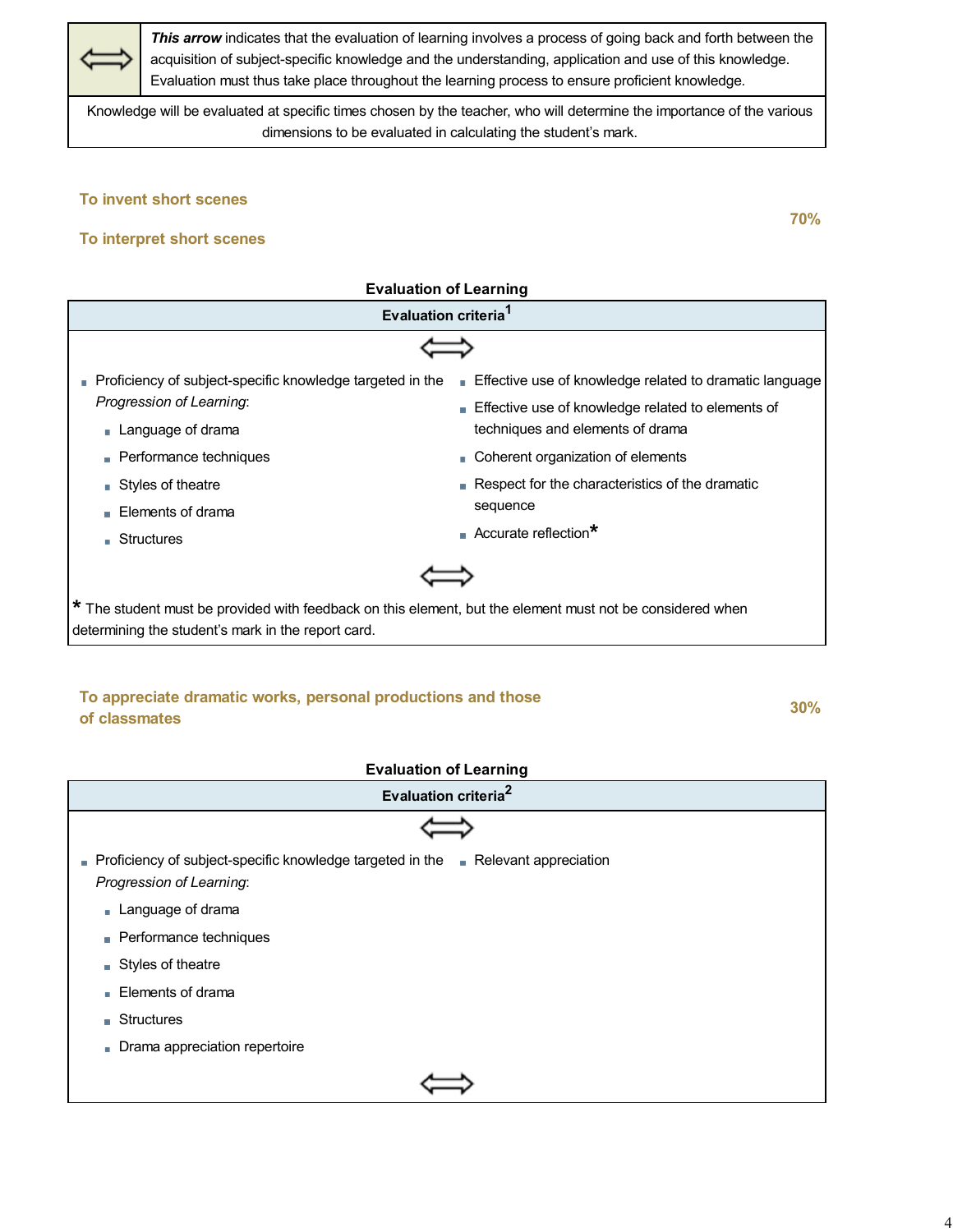| ⟺ | ***This arrow*** indicates that the evaluation of learning involves a process of going back and forth between the acquisition of subject-specific knowledge and the understanding, application and use of this knowledge. Evaluation must thus take place throughout the learning process to ensure proficient knowledge. |
| --- | --- |
| Knowledge will be evaluated at specific times chosen by the teacher, who will determine the importance of the various dimensions to be evaluated in calculating the student's mark. | |

## To invent short scenes

## To interpret short scenes

**70%**

### Evaluation of Learning

**Evaluation criteria**[1]

⟺

- Proficiency of subject-specific knowledge targeted in the *Progression of Learning*:
  - Language of drama
  - Performance techniques
  - Styles of theatre
  - Elements of drama
  - Structures
- Effective use of knowledge related to dramatic language
- Effective use of knowledge related to elements of techniques and elements of drama
- Coherent organization of elements
- Respect for the characteristics of the dramatic sequence
- Accurate reflection*

⟺

\* The student must be provided with feedback on this element, but the element must not be considered when determining the student's mark in the report card.

## To appreciate dramatic works, personal productions and those of classmates

**30%**

### Evaluation of Learning

**Evaluation criteria**[2]

⟺

- Proficiency of subject-specific knowledge targeted in the *Progression of Learning*:
  - Language of drama
  - Performance techniques
  - Styles of theatre
  - Elements of drama
  - Structures
  - Drama appreciation repertoire
- Relevant appreciation

⟺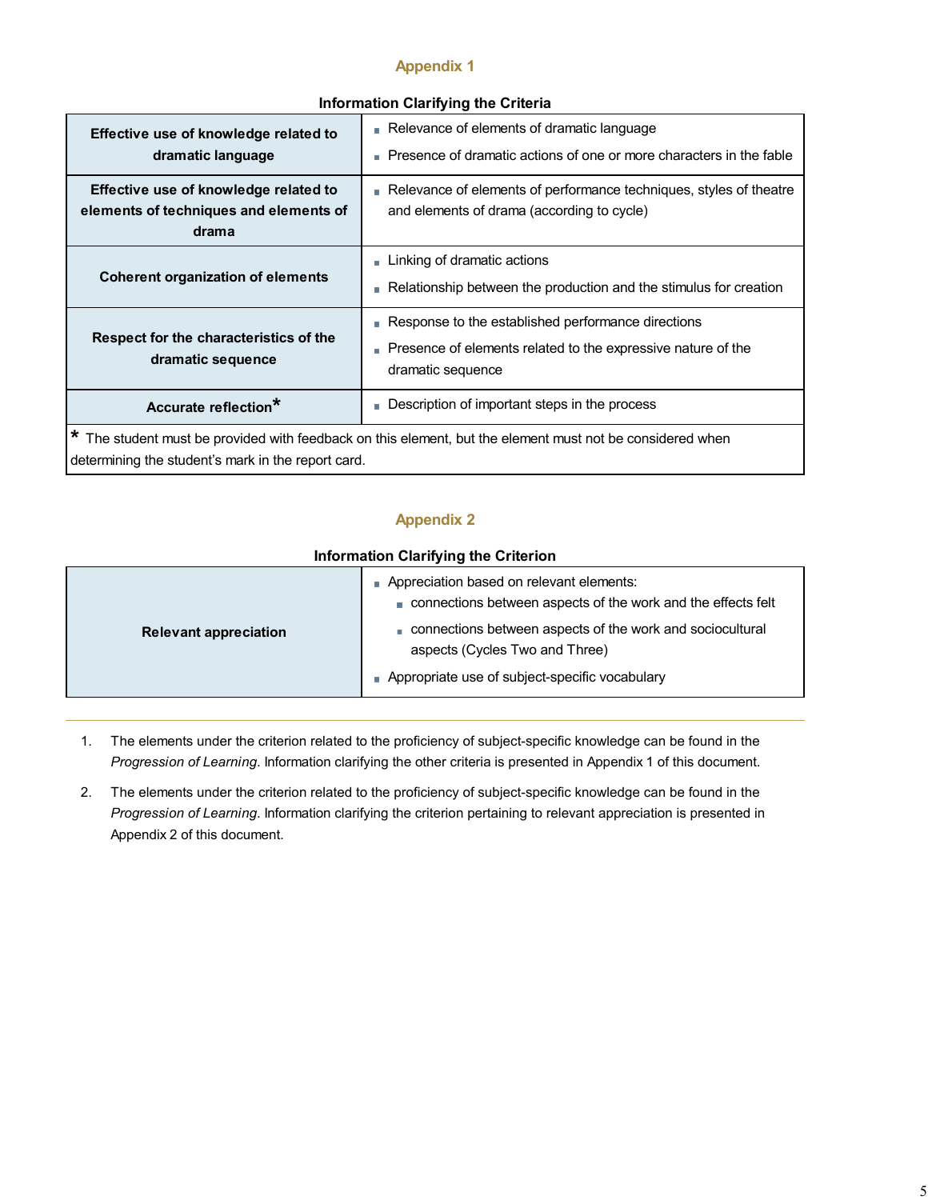## Appendix 1

**Information Clarifying the Criteria**

| | |
|---|---|
| **Effective use of knowledge related to dramatic language** | ▪ Relevance of elements of dramatic language<br>▪ Presence of dramatic actions of one or more characters in the fable |
| **Effective use of knowledge related to elements of techniques and elements of drama** | ▪ Relevance of elements of performance techniques, styles of theatre and elements of drama (according to cycle) |
| **Coherent organization of elements** | ▪ Linking of dramatic actions<br>▪ Relationship between the production and the stimulus for creation |
| **Respect for the characteristics of the dramatic sequence** | ▪ Response to the established performance directions<br>▪ Presence of elements related to the expressive nature of the dramatic sequence |
| **Accurate reflection*** | ▪ Description of important steps in the process |

* The student must be provided with feedback on this element, but the element must not be considered when determining the student's mark in the report card.

## Appendix 2

**Information Clarifying the Criterion**

| | |
|---|---|
| **Relevant appreciation** | ▪ Appreciation based on relevant elements:<br>&nbsp;&nbsp;▪ connections between aspects of the work and the effects felt<br>&nbsp;&nbsp;▪ connections between aspects of the work and sociocultural aspects (Cycles Two and Three)<br>▪ Appropriate use of subject-specific vocabulary |

---

1. The elements under the criterion related to the proficiency of subject-specific knowledge can be found in the *Progression of Learning*. Information clarifying the other criteria is presented in Appendix 1 of this document.
2. The elements under the criterion related to the proficiency of subject-specific knowledge can be found in the *Progression of Learning*. Information clarifying the criterion pertaining to relevant appreciation is presented in Appendix 2 of this document.